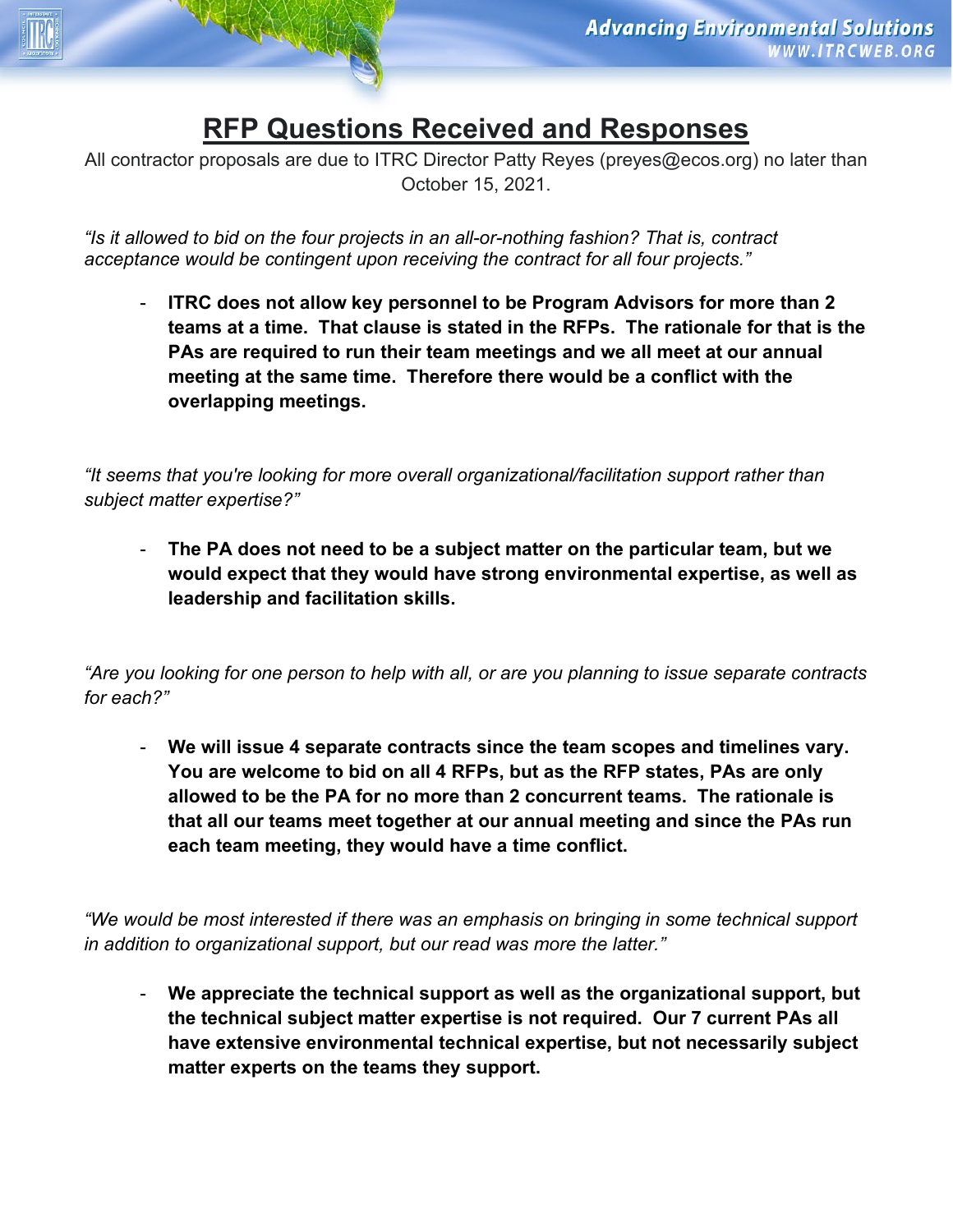# RFP Questions Received and Responses

All contractor proposals are due to ITRC Director Patty Reyes (preyes@ecos.org) no later than October 15, 2021.

*"Is it allowed to bid on the four projects in an all-or-nothing fashion? That is, contract acceptance would be contingent upon receiving the contract for all four projects."*

- **ITRC does not allow key personnel to be Program Advisors for more than 2 teams at a time. That clause is stated in the RFPs. The rationale for that is the PAs are required to run their team meetings and we all meet at our annual meeting at the same time. Therefore there would be a conflict with the overlapping meetings.**

*"It seems that you're looking for more overall organizational/facilitation support rather than subject matter expertise?"*

- **The PA does not need to be a subject matter on the particular team, but we would expect that they would have strong environmental expertise, as well as leadership and facilitation skills.**

*"Are you looking for one person to help with all, or are you planning to issue separate contracts for each?"*

- **We will issue 4 separate contracts since the team scopes and timelines vary. You are welcome to bid on all 4 RFPs, but as the RFP states, PAs are only allowed to be the PA for no more than 2 concurrent teams. The rationale is that all our teams meet together at our annual meeting and since the PAs run each team meeting, they would have a time conflict.**

*"We would be most interested if there was an emphasis on bringing in some technical support in addition to organizational support, but our read was more the latter."*

- **We appreciate the technical support as well as the organizational support, but the technical subject matter expertise is not required. Our 7 current PAs all have extensive environmental technical expertise, but not necessarily subject matter experts on the teams they support.**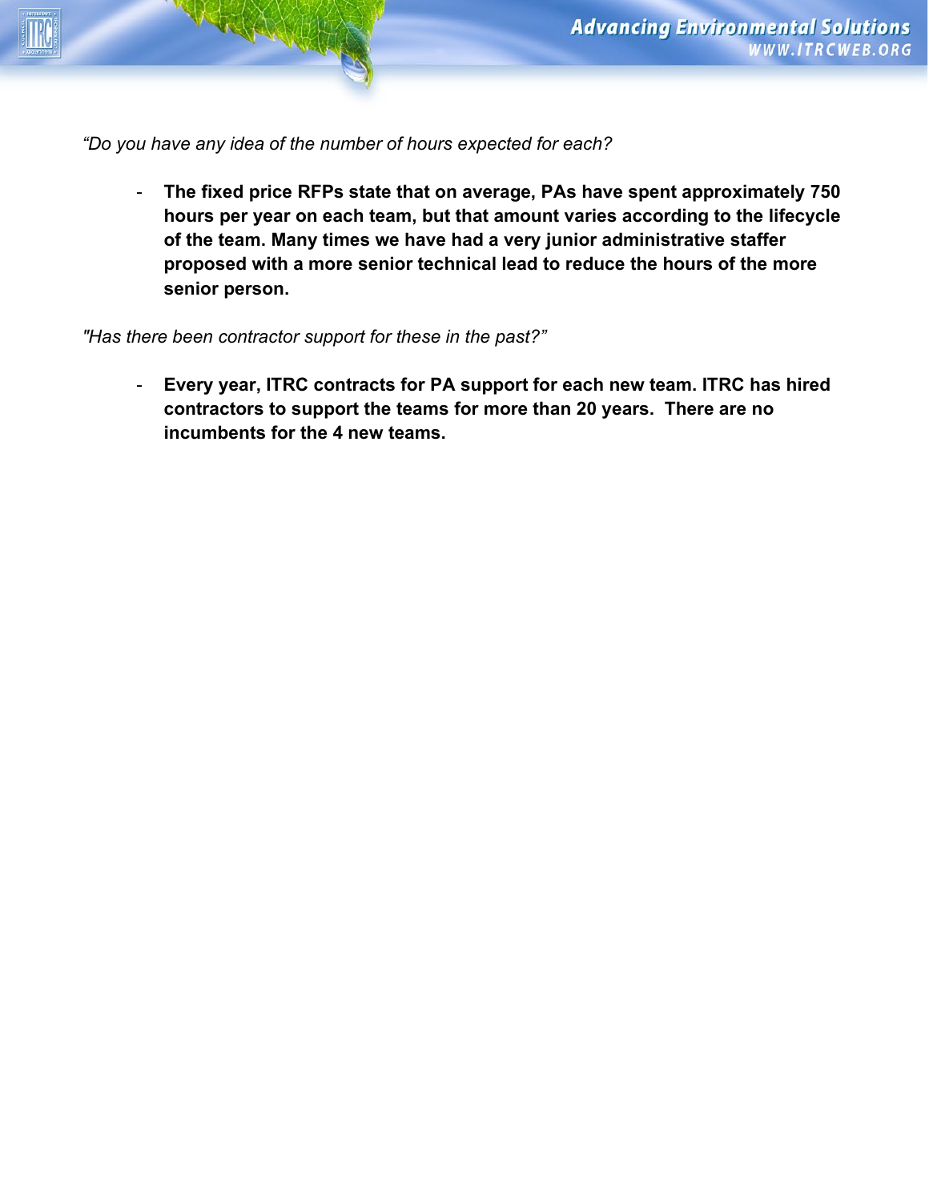*"Do you have any idea of the number of hours expected for each?*

- **The fixed price RFPs state that on average, PAs have spent approximately 750 hours per year on each team, but that amount varies according to the lifecycle of the team. Many times we have had a very junior administrative staffer proposed with a more senior technical lead to reduce the hours of the more senior person.**

*"Has there been contractor support for these in the past?"*

- **Every year, ITRC contracts for PA support for each new team. ITRC has hired contractors to support the teams for more than 20 years. There are no incumbents for the 4 new teams.**